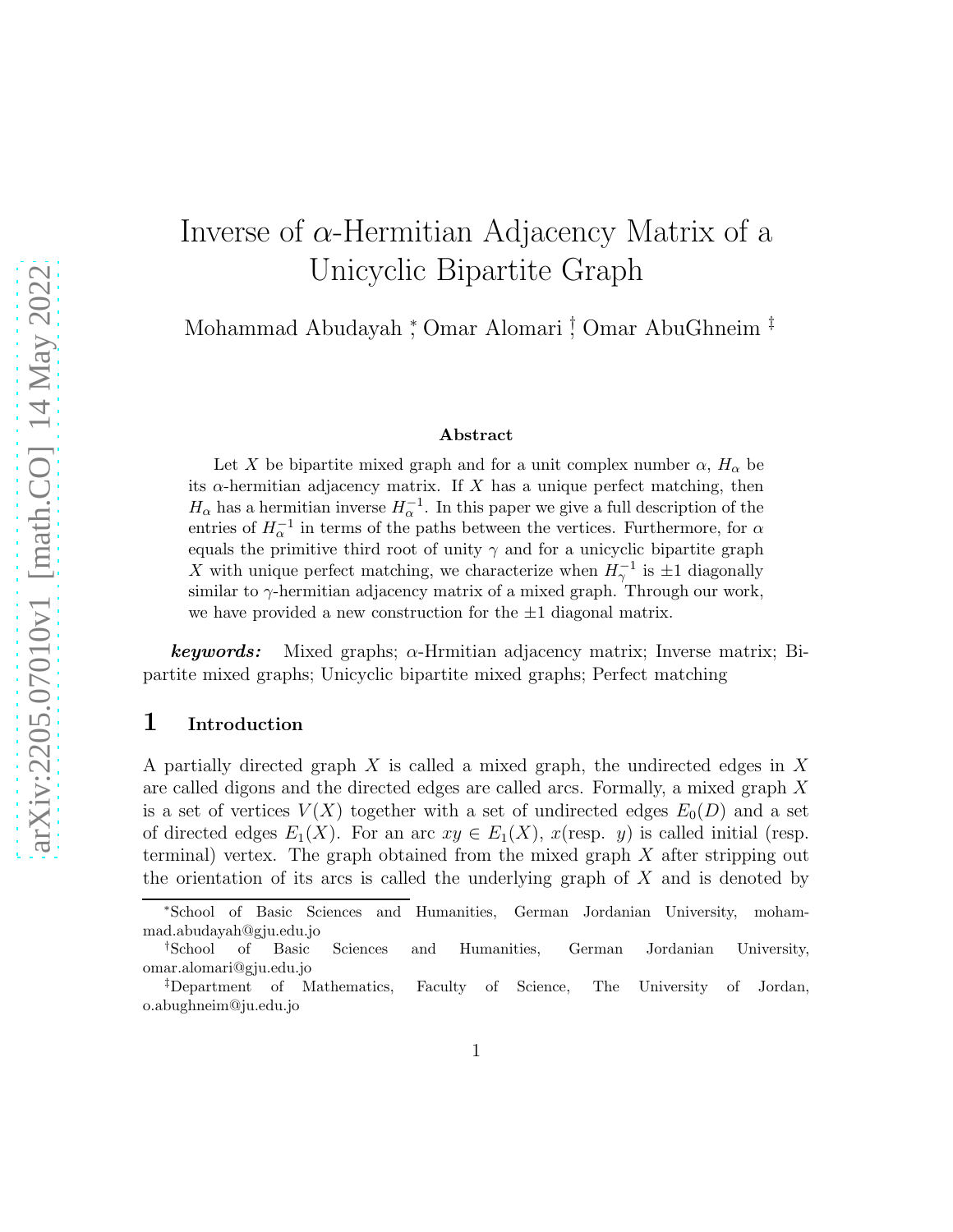# Inverse of $\alpha$-Hermitian Adjacency Matrix of a Unicyclic Bipartite Graph

Mohammad Abudayah [*], Omar Alomari [†], Omar AbuGhneim [‡]

### Abstract

Let $X$ be bipartite mixed graph and for a unit complex number $\alpha$, $H_\alpha$ be its $\alpha$-hermitian adjacency matrix. If $X$ has a unique perfect matching, then $H_\alpha$ has a hermitian inverse $H_\alpha^{-1}$. In this paper we give a full description of the entries of $H_\alpha^{-1}$ in terms of the paths between the vertices. Furthermore, for $\alpha$ equals the primitive third root of unity $\gamma$ and for a unicyclic bipartite graph $X$ with unique perfect matching, we characterize when $H_\gamma^{-1}$ is $\pm 1$ diagonally similar to $\gamma$-hermitian adjacency matrix of a mixed graph. Through our work, we have provided a new construction for the $\pm 1$ diagonal matrix.

***keywords:*** Mixed graphs; $\alpha$-Hrmitian adjacency matrix; Inverse matrix; Bipartite mixed graphs; Unicyclic bipartite mixed graphs; Perfect matching

## 1 Introduction

A partially directed graph $X$ is called a mixed graph, the undirected edges in $X$ are called digons and the directed edges are called arcs. Formally, a mixed graph $X$ is a set of vertices $V(X)$ together with a set of undirected edges $E_0(D)$ and a set of directed edges $E_1(X)$. For an arc $xy \in E_1(X)$, $x$(resp. $y$) is called initial (resp. terminal) vertex. The graph obtained from the mixed graph $X$ after stripping out the orientation of its arcs is called the underlying graph of $X$ and is denoted by

[*] School of Basic Sciences and Humanities, German Jordanian University, mohammad.abudayah@gju.edu.jo

[†] School of Basic Sciences and Humanities, German Jordanian University, omar.alomari@gju.edu.jo

[‡] Department of Mathematics, Faculty of Science, The University of Jordan, o.abughneim@ju.edu.jo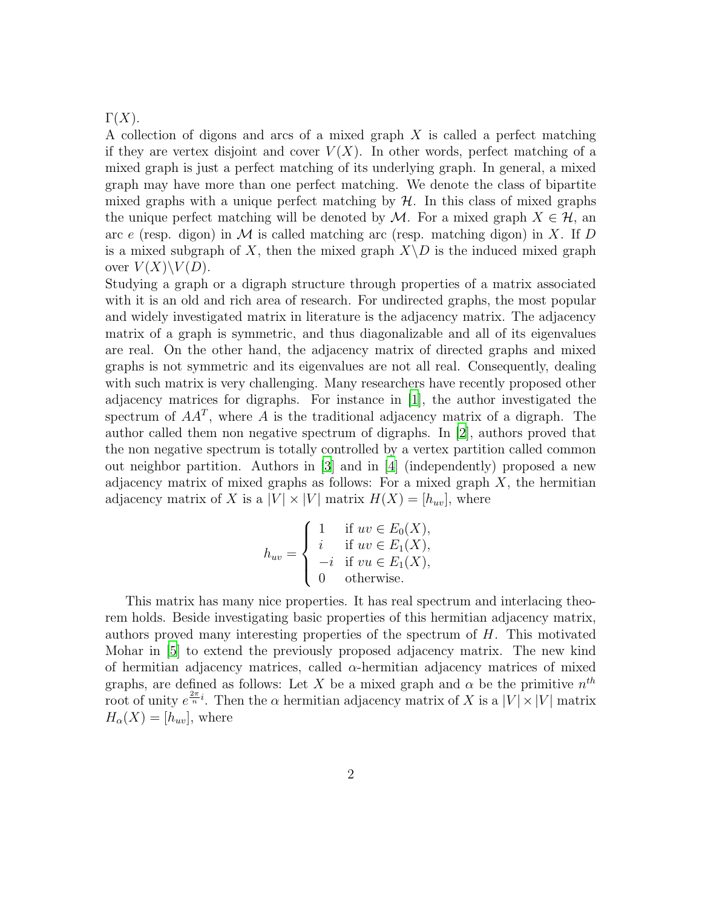$\Gamma(X)$.

A collection of digons and arcs of a mixed graph $X$ is called a perfect matching if they are vertex disjoint and cover $V(X)$. In other words, perfect matching of a mixed graph is just a perfect matching of its underlying graph. In general, a mixed graph may have more than one perfect matching. We denote the class of bipartite mixed graphs with a unique perfect matching by $\mathcal{H}$. In this class of mixed graphs the unique perfect matching will be denoted by $\mathcal{M}$. For a mixed graph $X \in \mathcal{H}$, an arc $e$ (resp. digon) in $\mathcal{M}$ is called matching arc (resp. matching digon) in $X$. If $D$ is a mixed subgraph of $X$, then the mixed graph $X \backslash D$ is the induced mixed graph over $V(X) \backslash V(D)$.

Studying a graph or a digraph structure through properties of a matrix associated with it is an old and rich area of research. For undirected graphs, the most popular and widely investigated matrix in literature is the adjacency matrix. The adjacency matrix of a graph is symmetric, and thus diagonalizable and all of its eigenvalues are real. On the other hand, the adjacency matrix of directed graphs and mixed graphs is not symmetric and its eigenvalues are not all real. Consequently, dealing with such matrix is very challenging. Many researchers have recently proposed other adjacency matrices for digraphs. For instance in [1], the author investigated the spectrum of $AA^T$, where $A$ is the traditional adjacency matrix of a digraph. The author called them non negative spectrum of digraphs. In [2], authors proved that the non negative spectrum is totally controlled by a vertex partition called common out neighbor partition. Authors in [3] and in [4] (independently) proposed a new adjacency matrix of mixed graphs as follows: For a mixed graph $X$, the hermitian adjacency matrix of $X$ is a $|V| \times |V|$ matrix $H(X) = [h_{uv}]$, where

$$h_{uv} = \begin{cases} 1 & \text{if } uv \in E_0(X), \\ i & \text{if } uv \in E_1(X), \\ -i & \text{if } vu \in E_1(X), \\ 0 & \text{otherwise}. \end{cases}$$

This matrix has many nice properties. It has real spectrum and interlacing theorem holds. Beside investigating basic properties of this hermitian adjacency matrix, authors proved many interesting properties of the spectrum of $H$. This motivated Mohar in [5] to extend the previously proposed adjacency matrix. The new kind of hermitian adjacency matrices, called $\alpha$-hermitian adjacency matrices of mixed graphs, are defined as follows: Let $X$ be a mixed graph and $\alpha$ be the primitive $n^{th}$ root of unity $e^{\frac{2\pi}{n}i}$. Then the $\alpha$ hermitian adjacency matrix of $X$ is a $|V| \times |V|$ matrix $H_\alpha(X) = [h_{uv}]$, where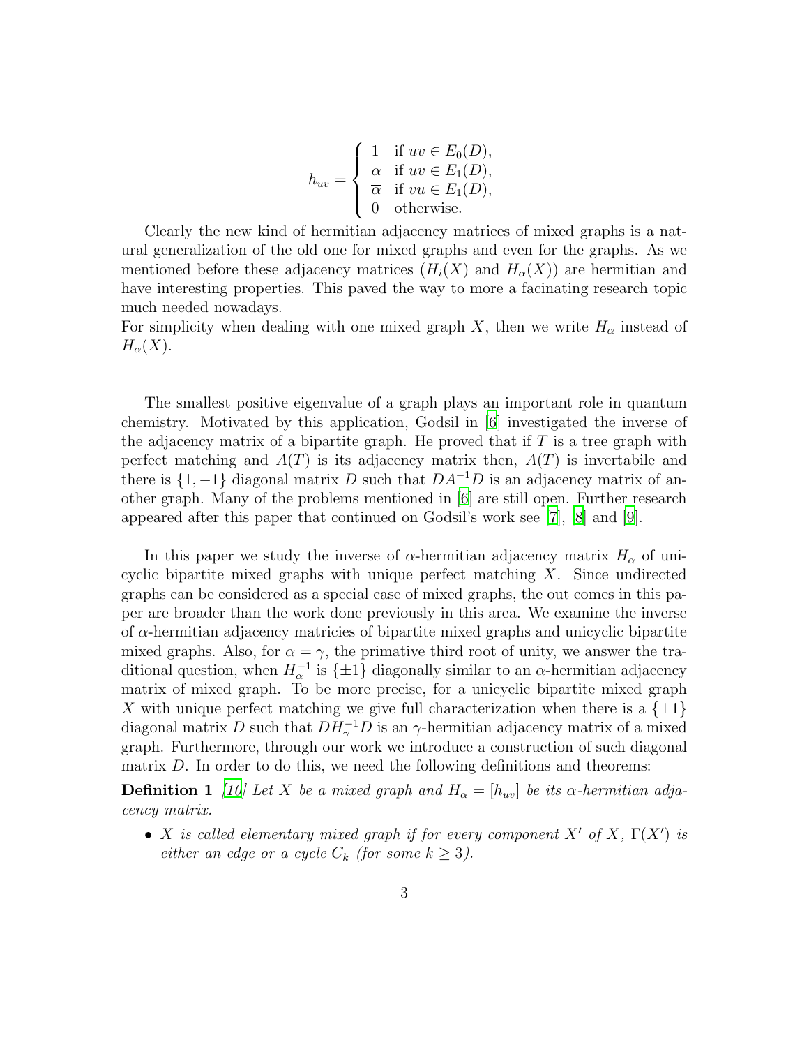$$h_{uv} = \begin{cases} 1 & \text{if } uv \in E_0(D), \\ \alpha & \text{if } uv \in E_1(D), \\ \overline{\alpha} & \text{if } vu \in E_1(D), \\ 0 & \text{otherwise.} \end{cases}$$

Clearly the new kind of hermitian adjacency matrices of mixed graphs is a natural generalization of the old one for mixed graphs and even for the graphs. As we mentioned before these adjacency matrices ($H_i(X)$ and $H_\alpha(X)$) are hermitian and have interesting properties. This paved the way to more a facinating research topic much needed nowadays.
For simplicity when dealing with one mixed graph $X$, then we write $H_\alpha$ instead of $H_\alpha(X)$.

The smallest positive eigenvalue of a graph plays an important role in quantum chemistry. Motivated by this application, Godsil in [6] investigated the inverse of the adjacency matrix of a bipartite graph. He proved that if $T$ is a tree graph with perfect matching and $A(T)$ is its adjacency matrix then, $A(T)$ is invertabile and there is $\{1, -1\}$ diagonal matrix $D$ such that $DA^{-1}D$ is an adjacency matrix of another graph. Many of the problems mentioned in [6] are still open. Further research appeared after this paper that continued on Godsil's work see [7], [8] and [9].

In this paper we study the inverse of $\alpha$-hermitian adjacency matrix $H_\alpha$ of unicyclic bipartite mixed graphs with unique perfect matching $X$. Since undirected graphs can be considered as a special case of mixed graphs, the out comes in this paper are broader than the work done previously in this area. We examine the inverse of $\alpha$-hermitian adjacency matricies of bipartite mixed graphs and unicyclic bipartite mixed graphs. Also, for $\alpha = \gamma$, the primative third root of unity, we answer the traditional question, when $H_\alpha^{-1}$ is $\{\pm 1\}$ diagonally similar to an $\alpha$-hermitian adjacency matrix of mixed graph. To be more precise, for a unicyclic bipartite mixed graph $X$ with unique perfect matching we give full characterization when there is a $\{\pm 1\}$ diagonal matrix $D$ such that $DH_\gamma^{-1}D$ is an $\gamma$-hermitian adjacency matrix of a mixed graph. Furthermore, through our work we introduce a construction of such diagonal matrix $D$. In order to do this, we need the following definitions and theorems:

**Definition 1** *[10] Let $X$ be a mixed graph and $H_\alpha = [h_{uv}]$ be its $\alpha$-hermitian adjacency matrix.*

- *$X$ is called elementary mixed graph if for every component $X'$ of $X$, $\Gamma(X')$ is either an edge or a cycle $C_k$ (for some $k \geq 3$).*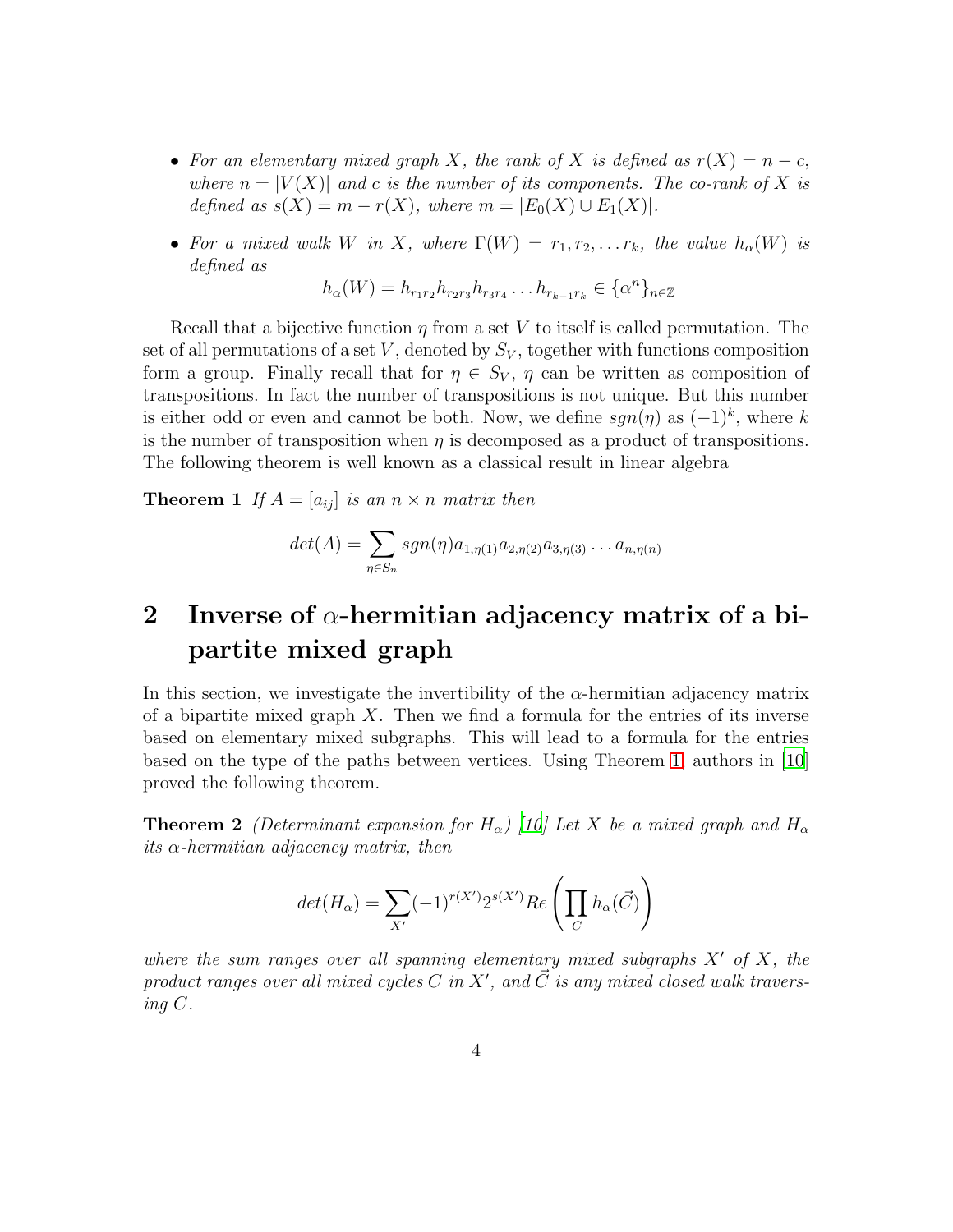- *For an elementary mixed graph $X$, the rank of $X$ is defined as $r(X) = n - c$, where $n = |V(X)|$ and $c$ is the number of its components. The co-rank of $X$ is defined as $s(X) = m - r(X)$, where $m = |E_0(X) \cup E_1(X)|$.*
- *For a mixed walk $W$ in $X$, where $\Gamma(W) = r_1, r_2, \dots r_k$, the value $h_\alpha(W)$ is defined as*

$$h_\alpha(W) = h_{r_1 r_2} h_{r_2 r_3} h_{r_3 r_4} \dots h_{r_{k-1} r_k} \in \{\alpha^n\}_{n \in \mathbb{Z}}$$

Recall that a bijective function $\eta$ from a set $V$ to itself is called permutation. The set of all permutations of a set $V$, denoted by $S_V$, together with functions composition form a group. Finally recall that for $\eta \in S_V$, $\eta$ can be written as composition of transpositions. In fact the number of transpositions is not unique. But this number is either odd or even and cannot be both. Now, we define $sgn(\eta)$ as $(-1)^k$, where $k$ is the number of transposition when $\eta$ is decomposed as a product of transpositions. The following theorem is well known as a classical result in linear algebra

**Theorem 1** *If $A = [a_{ij}]$ is an $n \times n$ matrix then*

$$det(A) = \sum_{\eta \in S_n} sgn(\eta) a_{1,\eta(1)} a_{2,\eta(2)} a_{3,\eta(3)} \dots a_{n,\eta(n)}$$

# 2 Inverse of $\alpha$-hermitian adjacency matrix of a bipartite mixed graph

In this section, we investigate the invertibility of the $\alpha$-hermitian adjacency matrix of a bipartite mixed graph $X$. Then we find a formula for the entries of its inverse based on elementary mixed subgraphs. This will lead to a formula for the entries based on the type of the paths between vertices. Using Theorem 1, authors in [10] proved the following theorem.

**Theorem 2** *(Determinant expansion for $H_\alpha$) [10] Let $X$ be a mixed graph and $H_\alpha$ its $\alpha$-hermitian adjacency matrix, then*

$$det(H_\alpha) = \sum_{X'} (-1)^{r(X')} 2^{s(X')} Re\left( \prod_C h_\alpha(\vec{C}) \right)$$

*where the sum ranges over all spanning elementary mixed subgraphs $X'$ of $X$, the product ranges over all mixed cycles $C$ in $X'$, and $\vec{C}$ is any mixed closed walk traversing $C$.*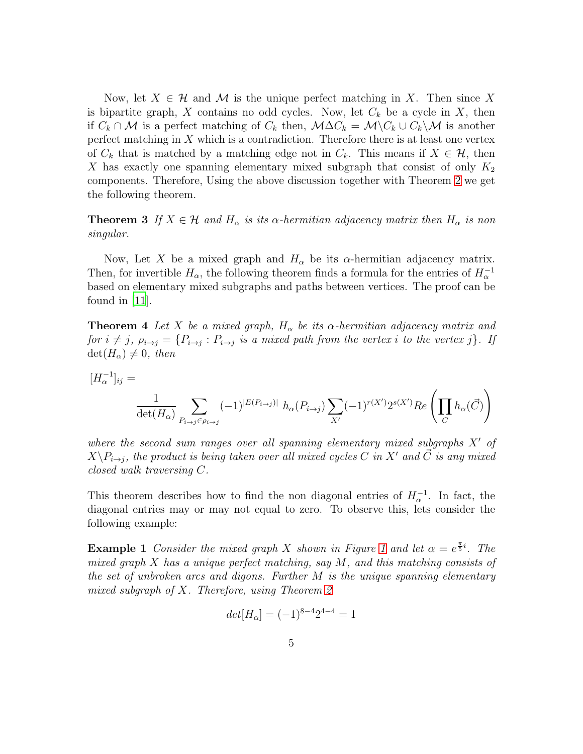Now, let $X \in \mathcal{H}$ and $\mathcal{M}$ is the unique perfect matching in $X$. Then since $X$ is bipartite graph, $X$ contains no odd cycles. Now, let $C_k$ be a cycle in $X$, then if $C_k \cap \mathcal{M}$ is a perfect matching of $C_k$ then, $\mathcal{M} \Delta C_k = \mathcal{M} \backslash C_k \cup C_k \backslash \mathcal{M}$ is another perfect matching in $X$ which is a contradiction. Therefore there is at least one vertex of $C_k$ that is matched by a matching edge not in $C_k$. This means if $X \in \mathcal{H}$, then $X$ has exactly one spanning elementary mixed subgraph that consist of only $K_2$ components. Therefore, Using the above discussion together with Theorem 2 we get the following theorem.

**Theorem 3** *If $X \in \mathcal{H}$ and $H_\alpha$ is its $\alpha$-hermitian adjacency matrix then $H_\alpha$ is non singular.*

Now, Let $X$ be a mixed graph and $H_\alpha$ be its $\alpha$-hermitian adjacency matrix. Then, for invertible $H_\alpha$, the following theorem finds a formula for the entries of $H_\alpha^{-1}$ based on elementary mixed subgraphs and paths between vertices. The proof can be found in [11].

**Theorem 4** *Let $X$ be a mixed graph, $H_\alpha$ be its $\alpha$-hermitian adjacency matrix and for $i \neq j$, $\rho_{i \to j} = \{P_{i \to j} : P_{i \to j}$ is a mixed path from the vertex $i$ to the vertex $j\}$. If $\det(H_\alpha) \neq 0$, then*

$$[H_\alpha^{-1}]_{ij} = \frac{1}{\det(H_\alpha)} \sum_{P_{i \to j} \in \rho_{i \to j}} (-1)^{|E(P_{i \to j})|} \; h_\alpha(P_{i \to j}) \sum_{X'} (-1)^{r(X')} 2^{s(X')} Re \left( \prod_C h_\alpha(\vec{C}) \right)$$

*where the second sum ranges over all spanning elementary mixed subgraphs $X'$ of $X \backslash P_{i \to j}$, the product is being taken over all mixed cycles $C$ in $X'$ and $\vec{C}$ is any mixed closed walk traversing $C$.*

This theorem describes how to find the non diagonal entries of $H_\alpha^{-1}$. In fact, the diagonal entries may or may not equal to zero. To observe this, lets consider the following example:

**Example 1** *Consider the mixed graph $X$ shown in Figure 1 and let $\alpha = e^{\frac{\pi}{5}i}$. The mixed graph $X$ has a unique perfect matching, say $M$, and this matching consists of the set of unbroken arcs and digons. Further $M$ is the unique spanning elementary mixed subgraph of $X$. Therefore, using Theorem 2*

$$det[H_\alpha] = (-1)^{8-4} 2^{4-4} = 1$$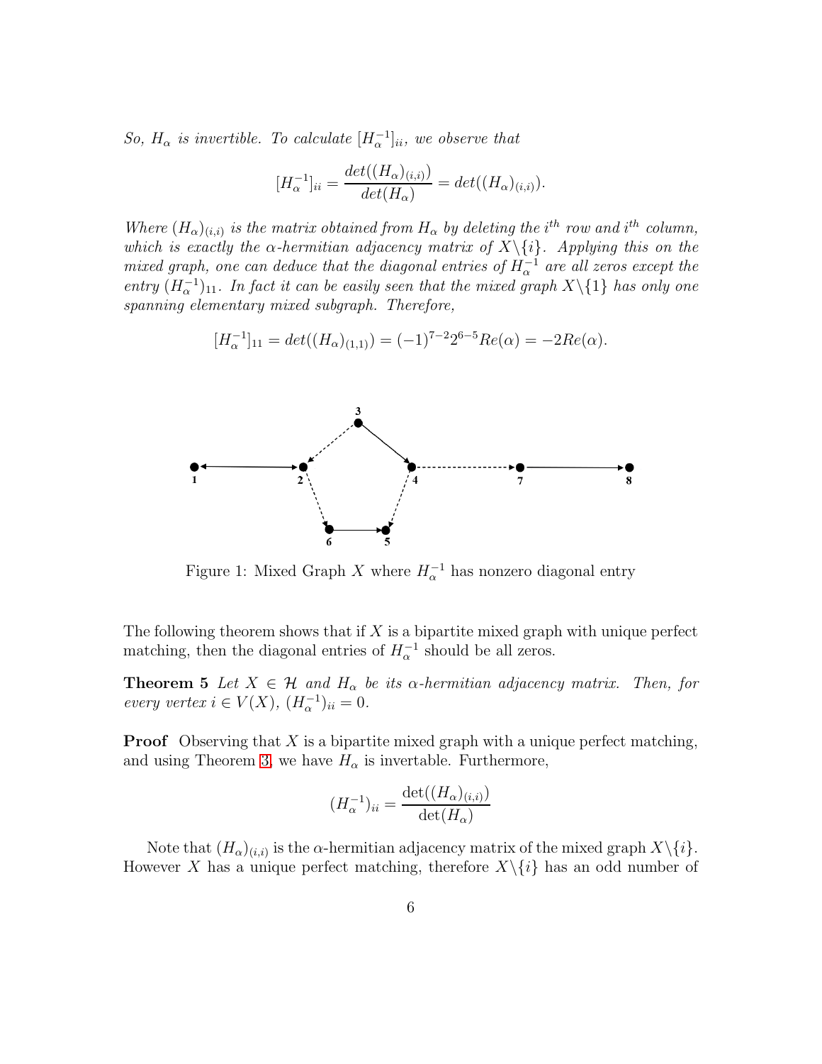*So, $H_\alpha$ is invertible. To calculate $[H_\alpha^{-1}]_{ii}$, we observe that*

$$[H_\alpha^{-1}]_{ii} = \frac{det((H_\alpha)_{(i,i)})}{det(H_\alpha)} = det((H_\alpha)_{(i,i)}).$$

*Where $(H_\alpha)_{(i,i)}$ is the matrix obtained from $H_\alpha$ by deleting the $i^{th}$ row and $i^{th}$ column, which is exactly the $\alpha$-hermitian adjacency matrix of $X\backslash\{i\}$. Applying this on the mixed graph, one can deduce that the diagonal entries of $H_\alpha^{-1}$ are all zeros except the entry $(H_\alpha^{-1})_{11}$. In fact it can be easily seen that the mixed graph $X\backslash\{1\}$ has only one spanning elementary mixed subgraph. Therefore,*

$$[H_\alpha^{-1}]_{11} = det((H_\alpha)_{(1,1)}) = (-1)^{7-2}2^{6-5}Re(\alpha) = -2Re(\alpha).$$

Figure 1: Mixed Graph $X$ where $H_\alpha^{-1}$ has nonzero diagonal entry

The following theorem shows that if $X$ is a bipartite mixed graph with unique perfect matching, then the diagonal entries of $H_\alpha^{-1}$ should be all zeros.

**Theorem 5** *Let $X \in \mathcal{H}$ and $H_\alpha$ be its $\alpha$-hermitian adjacency matrix. Then, for every vertex $i \in V(X)$, $(H_\alpha^{-1})_{ii} = 0$.*

**Proof** Observing that $X$ is a bipartite mixed graph with a unique perfect matching, and using Theorem 3, we have $H_\alpha$ is invertable. Furthermore,

$$(H_\alpha^{-1})_{ii} = \frac{\det((H_\alpha)_{(i,i)})}{\det(H_\alpha)}$$

Note that $(H_\alpha)_{(i,i)}$ is the $\alpha$-hermitian adjacency matrix of the mixed graph $X\backslash\{i\}$. However $X$ has a unique perfect matching, therefore $X\backslash\{i\}$ has an odd number of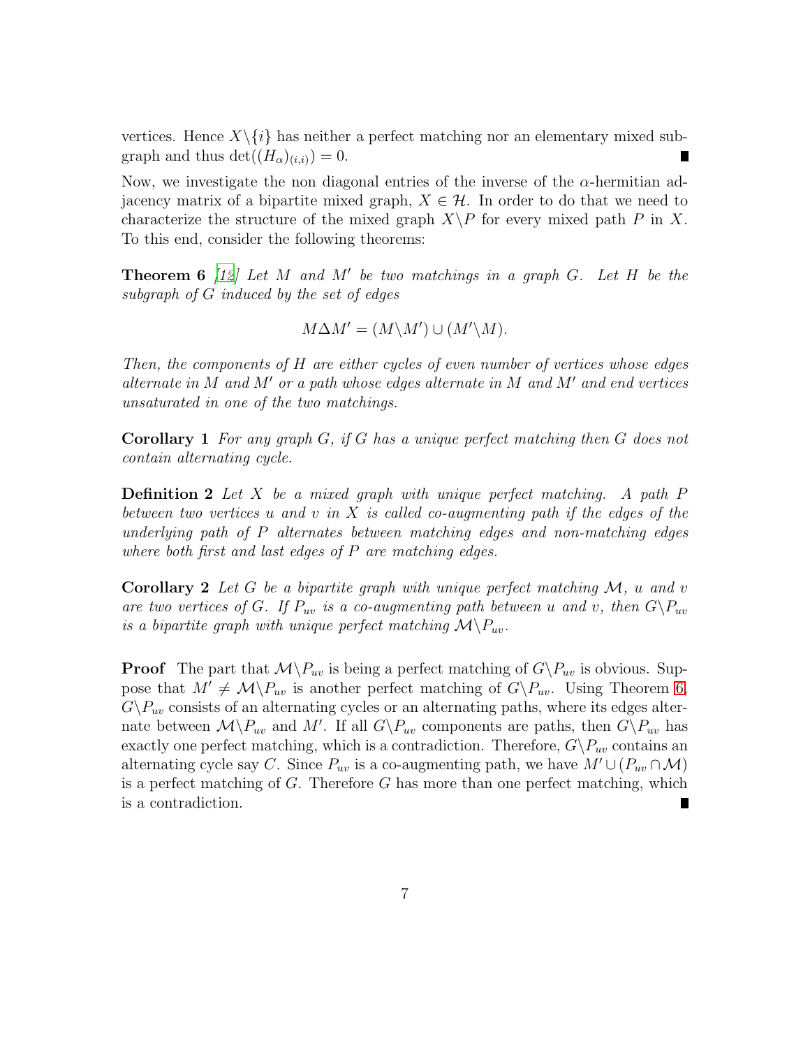vertices. Hence $X\backslash\{i\}$ has neither a perfect matching nor an elementary mixed subgraph and thus $\det((H_\alpha)_{(i,i)}) = 0$. ∎

Now, we investigate the non diagonal entries of the inverse of the $\alpha$-hermitian adjacency matrix of a bipartite mixed graph, $X \in \mathcal{H}$. In order to do that we need to characterize the structure of the mixed graph $X\backslash P$ for every mixed path $P$ in $X$. To this end, consider the following theorems:

**Theorem 6** *[12] Let $M$ and $M'$ be two matchings in a graph $G$. Let $H$ be the subgraph of $G$ induced by the set of edges*

$$M\Delta M' = (M\backslash M') \cup (M'\backslash M).$$

*Then, the components of $H$ are either cycles of even number of vertices whose edges alternate in $M$ and $M'$ or a path whose edges alternate in $M$ and $M'$ and end vertices unsaturated in one of the two matchings.*

**Corollary 1** *For any graph $G$, if $G$ has a unique perfect matching then $G$ does not contain alternating cycle.*

**Definition 2** *Let $X$ be a mixed graph with unique perfect matching. A path $P$ between two vertices $u$ and $v$ in $X$ is called co-augmenting path if the edges of the underlying path of $P$ alternates between matching edges and non-matching edges where both first and last edges of $P$ are matching edges.*

**Corollary 2** *Let $G$ be a bipartite graph with unique perfect matching $\mathcal{M}$, $u$ and $v$ are two vertices of $G$. If $P_{uv}$ is a co-augmenting path between $u$ and $v$, then $G\backslash P_{uv}$ is a bipartite graph with unique perfect matching $\mathcal{M}\backslash P_{uv}$.*

**Proof** The part that $\mathcal{M}\backslash P_{uv}$ is being a perfect matching of $G\backslash P_{uv}$ is obvious. Suppose that $M' \neq \mathcal{M}\backslash P_{uv}$ is another perfect matching of $G\backslash P_{uv}$. Using Theorem 6, $G\backslash P_{uv}$ consists of an alternating cycles or an alternating paths, where its edges alternate between $\mathcal{M}\backslash P_{uv}$ and $M'$. If all $G\backslash P_{uv}$ components are paths, then $G\backslash P_{uv}$ has exactly one perfect matching, which is a contradiction. Therefore, $G\backslash P_{uv}$ contains an alternating cycle say $C$. Since $P_{uv}$ is a co-augmenting path, we have $M' \cup (P_{uv} \cap \mathcal{M})$ is a perfect matching of $G$. Therefore $G$ has more than one perfect matching, which is a contradiction. ∎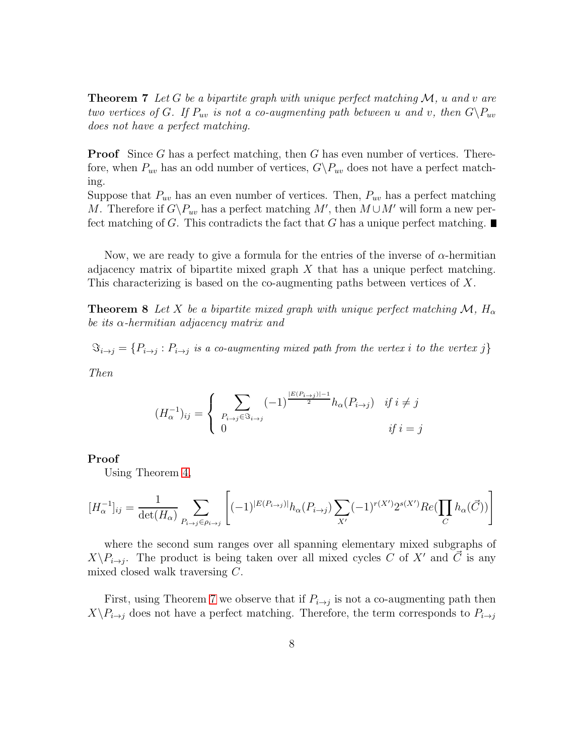**Theorem 7** *Let $G$ be a bipartite graph with unique perfect matching $\mathcal{M}$, $u$ and $v$ are two vertices of $G$. If $P_{uv}$ is not a co-augmenting path between $u$ and $v$, then $G\backslash P_{uv}$ does not have a perfect matching.*

**Proof** Since $G$ has a perfect matching, then $G$ has even number of vertices. Therefore, when $P_{uv}$ has an odd number of vertices, $G\backslash P_{uv}$ does not have a perfect matching.
Suppose that $P_{uv}$ has an even number of vertices. Then, $P_{uv}$ has a perfect matching $M$. Therefore if $G\backslash P_{uv}$ has a perfect matching $M'$, then $M \cup M'$ will form a new perfect matching of $G$. This contradicts the fact that $G$ has a unique perfect matching. ■

Now, we are ready to give a formula for the entries of the inverse of $\alpha$-hermitian adjacency matrix of bipartite mixed graph $X$ that has a unique perfect matching. This characterizing is based on the co-augmenting paths between vertices of $X$.

**Theorem 8** *Let $X$ be a bipartite mixed graph with unique perfect matching $\mathcal{M}$, $H_\alpha$ be its $\alpha$-hermitian adjacency matrix and*

$$\Im_{i\to j} = \{P_{i\to j} : P_{i\to j} \text{ is a co-augmenting mixed path from the vertex } i \text{ to the vertex } j\}$$

*Then*

$$(H_\alpha^{-1})_{ij} = \begin{cases} \displaystyle\sum_{P_{i\to j}\in \Im_{i\to j}} (-1)^{\frac{|E(P_{i\to j})|-1}{2}} h_\alpha(P_{i\to j}) & \text{if } i \neq j \\ 0 & \text{if } i = j \end{cases}$$

**Proof**
Using Theorem 4,

$$[H_\alpha^{-1}]_{ij} = \frac{1}{\det(H_\alpha)} \sum_{P_{i\to j}\in \rho_{i\to j}} \left[ (-1)^{|E(P_{i\to j})|} h_\alpha(P_{i\to j}) \sum_{X'} (-1)^{r(X')} 2^{s(X')} Re\Big(\prod_C h_\alpha(\vec{C})\Big) \right]$$

where the second sum ranges over all spanning elementary mixed subgraphs of $X\backslash P_{i\to j}$. The product is being taken over all mixed cycles $C$ of $X'$ and $\vec{C}$ is any mixed closed walk traversing $C$.

First, using Theorem 7 we observe that if $P_{i\to j}$ is not a co-augmenting path then $X\backslash P_{i\to j}$ does not have a perfect matching. Therefore, the term corresponds to $P_{i\to j}$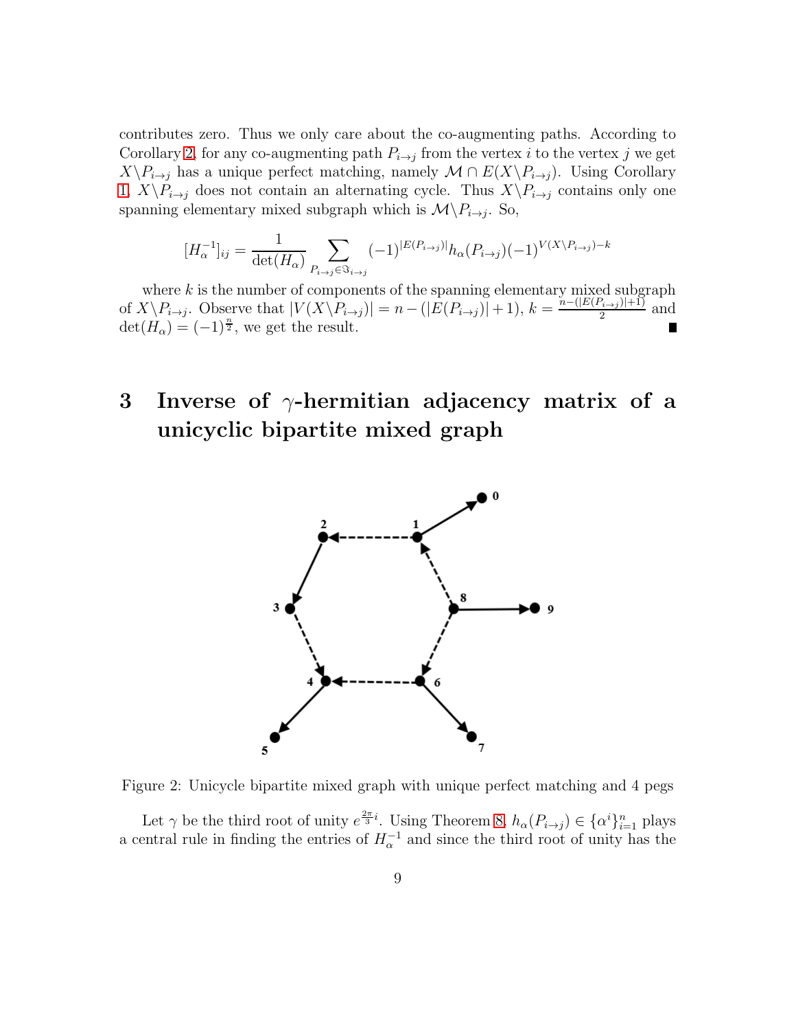contributes zero. Thus we only care about the co-augmenting paths. According to Corollary 2, for any co-augmenting path $P_{i\to j}$ from the vertex $i$ to the vertex $j$ we get $X\backslash P_{i\to j}$ has a unique perfect matching, namely $\mathcal{M} \cap E(X\backslash P_{i\to j})$. Using Corollary 1, $X\backslash P_{i\to j}$ does not contain an alternating cycle. Thus $X\backslash P_{i\to j}$ contains only one spanning elementary mixed subgraph which is $\mathcal{M}\backslash P_{i\to j}$. So,

$$[H_\alpha^{-1}]_{ij} = \frac{1}{\det(H_\alpha)} \sum_{P_{i\to j}\in \Im_{i\to j}} (-1)^{|E(P_{i\to j})|} h_\alpha(P_{i\to j}) (-1)^{V(X\backslash P_{i\to j})-k}$$

where $k$ is the number of components of the spanning elementary mixed subgraph of $X\backslash P_{i\to j}$. Observe that $|V(X\backslash P_{i\to j})| = n - (|E(P_{i\to j})|+1)$, $k = \frac{n-(|E(P_{i\to j})|+1)}{2}$ and $\det(H_\alpha) = (-1)^{\frac{n}{2}}$, we get the result. ∎

# 3 Inverse of $\gamma$-hermitian adjacency matrix of a unicyclic bipartite mixed graph

Figure 2: Unicycle bipartite mixed graph with unique perfect matching and 4 pegs

Let $\gamma$ be the third root of unity $e^{\frac{2\pi}{3}i}$. Using Theorem 8, $h_\alpha(P_{i\to j}) \in \{\alpha^i\}_{i=1}^{n}$ plays a central rule in finding the entries of $H_\alpha^{-1}$ and since the third root of unity has the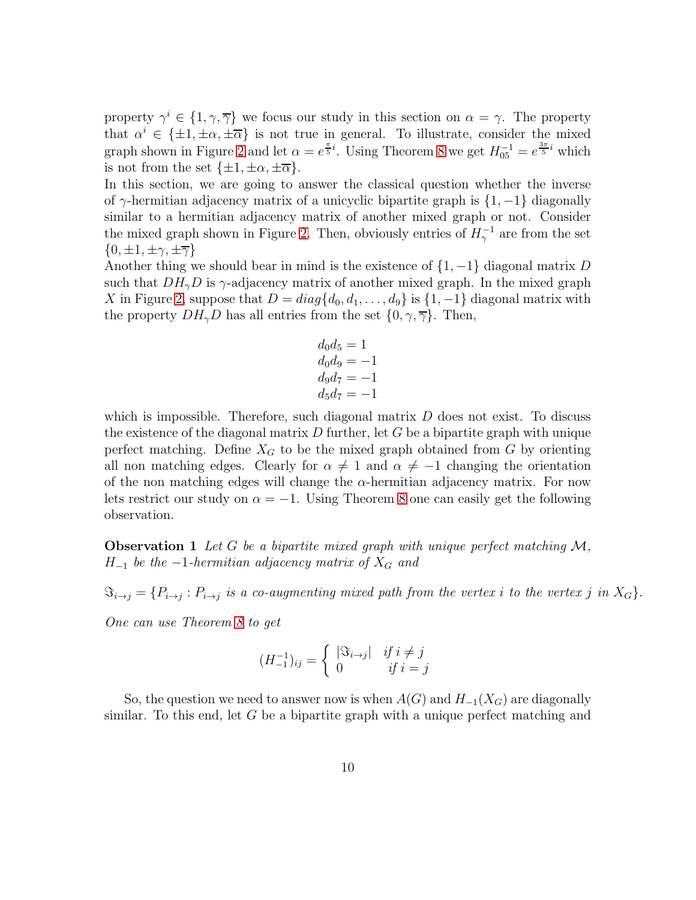property $\gamma^i \in \{1, \gamma, \overline{\gamma}\}$ we focus our study in this section on $\alpha = \gamma$. The property that $\alpha^i \in \{\pm 1, \pm\alpha, \pm\overline{\alpha}\}$ is not true in general. To illustrate, consider the mixed graph shown in Figure 2 and let $\alpha = e^{\frac{\pi}{5}i}$. Using Theorem 8 we get $H_{05}^{-1} = e^{\frac{3\pi}{5}i}$ which is not from the set $\{\pm 1, \pm\alpha, \pm\overline{\alpha}\}$.

In this section, we are going to answer the classical question whether the inverse of $\gamma$-hermitian adjacency matrix of a unicyclic bipartite graph is $\{1, -1\}$ diagonally similar to a hermitian adjacency matrix of another mixed graph or not. Consider the mixed graph shown in Figure 2. Then, obviously entries of $H_\gamma^{-1}$ are from the set $\{0, \pm 1, \pm\gamma, \pm\overline{\gamma}\}$

Another thing we should bear in mind is the existence of $\{1, -1\}$ diagonal matrix $D$ such that $DH_\gamma D$ is $\gamma$-adjacency matrix of another mixed graph. In the mixed graph $X$ in Figure 2, suppose that $D = diag\{d_0, d_1, \ldots, d_9\}$ is $\{1, -1\}$ diagonal matrix with the property $DH_\gamma D$ has all entries from the set $\{0, \gamma, \overline{\gamma}\}$. Then,

$$
\begin{aligned}
d_0 d_5 &= 1 \\
d_0 d_9 &= -1 \\
d_9 d_7 &= -1 \\
d_5 d_7 &= -1
\end{aligned}
$$

which is impossible. Therefore, such diagonal matrix $D$ does not exist. To discuss the existence of the diagonal matrix $D$ further, let $G$ be a bipartite graph with unique perfect matching. Define $X_G$ to be the mixed graph obtained from $G$ by orienting all non matching edges. Clearly for $\alpha \neq 1$ and $\alpha \neq -1$ changing the orientation of the non matching edges will change the $\alpha$-hermitian adjacency matrix. For now lets restrict our study on $\alpha = -1$. Using Theorem 8 one can easily get the following observation.

**Observation 1** *Let $G$ be a bipartite mixed graph with unique perfect matching $\mathcal{M}$, $H_{-1}$ be the $-1$-hermitian adjacency matrix of $X_G$ and*

$$\Im_{i \to j} = \{P_{i \to j} : P_{i \to j} \text{ is a co-augmenting mixed path from the vertex } i \text{ to the vertex } j \text{ in } X_G\}.$$

*One can use Theorem 8 to get*

$$
(H_{-1}^{-1})_{ij} = \begin{cases} |\Im_{i \to j}| & \text{if } i \neq j \\ 0 & \text{if } i = j \end{cases}
$$

So, the question we need to answer now is when $A(G)$ and $H_{-1}(X_G)$ are diagonally similar. To this end, let $G$ be a bipartite graph with a unique perfect matching and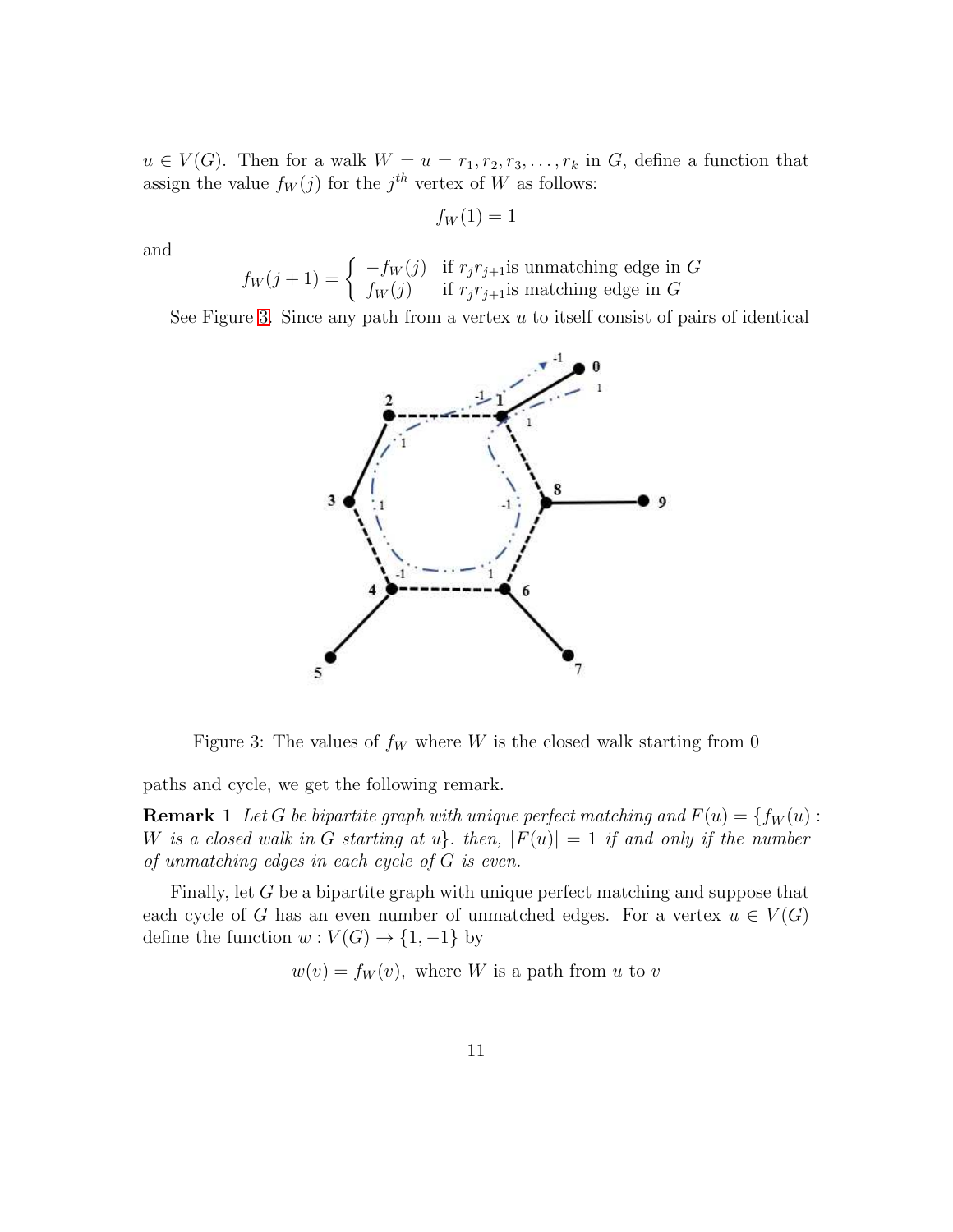$u \in V(G)$. Then for a walk $W = u = r_1, r_2, r_3, \ldots, r_k$ in $G$, define a function that assign the value $f_W(j)$ for the $j^{th}$ vertex of $W$ as follows:

$$f_W(1) = 1$$

and

$$f_W(j+1) = \begin{cases} -f_W(j) & \text{if } r_j r_{j+1} \text{is unmatching edge in } G \\ f_W(j) & \text{if } r_j r_{j+1} \text{is matching edge in } G \end{cases}$$

See Figure 3. Since any path from a vertex $u$ to itself consist of pairs of identical paths and cycle, we get the following remark.

Figure 3: The values of $f_W$ where $W$ is the closed walk starting from 0

**Remark 1** *Let $G$ be bipartite graph with unique perfect matching and $F(u) = \{f_W(u) :$ $W$ is a closed walk in $G$ starting at $u\}$. then, $|F(u)| = 1$ if and only if the number of unmatching edges in each cycle of $G$ is even.*

Finally, let $G$ be a bipartite graph with unique perfect matching and suppose that each cycle of $G$ has an even number of unmatched edges. For a vertex $u \in V(G)$ define the function $w : V(G) \to \{1, -1\}$ by

$$w(v) = f_W(v), \text{ where } W \text{ is a path from } u \text{ to } v$$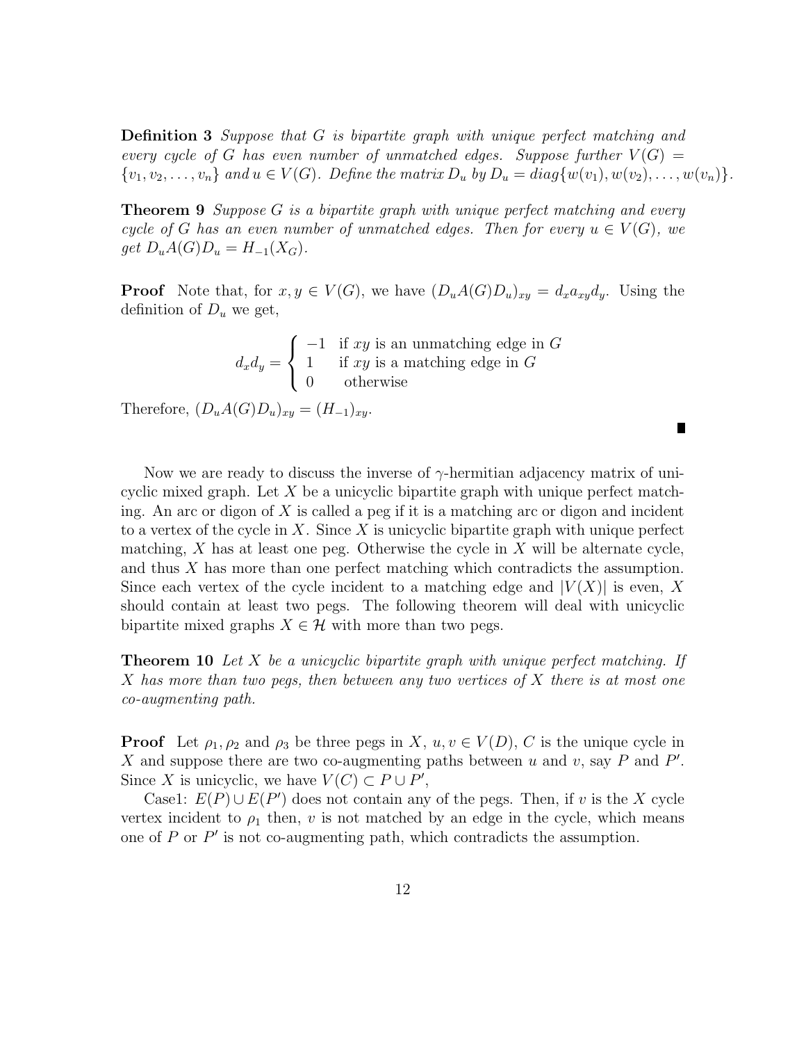**Definition 3** *Suppose that $G$ is bipartite graph with unique perfect matching and every cycle of $G$ has even number of unmatched edges. Suppose further $V(G) = \{v_1, v_2, \ldots, v_n\}$ and $u \in V(G)$. Define the matrix $D_u$ by $D_u = diag\{w(v_1), w(v_2), \ldots, w(v_n)\}$.*

**Theorem 9** *Suppose $G$ is a bipartite graph with unique perfect matching and every cycle of $G$ has an even number of unmatched edges. Then for every $u \in V(G)$, we get $D_u A(G) D_u = H_{-1}(X_G)$.*

**Proof** Note that, for $x, y \in V(G)$, we have $(D_u A(G) D_u)_{xy} = d_x a_{xy} d_y$. Using the definition of $D_u$ we get,

$$d_x d_y = \begin{cases} -1 & \text{if } xy \text{ is an unmatching edge in } G \\ 1 & \text{if } xy \text{ is a matching edge in } G \\ 0 & \text{otherwise} \end{cases}$$

Therefore, $(D_u A(G) D_u)_{xy} = (H_{-1})_{xy}$. ∎

Now we are ready to discuss the inverse of $\gamma$-hermitian adjacency matrix of unicyclic mixed graph. Let $X$ be a unicyclic bipartite graph with unique perfect matching. An arc or digon of $X$ is called a peg if it is a matching arc or digon and incident to a vertex of the cycle in $X$. Since $X$ is unicyclic bipartite graph with unique perfect matching, $X$ has at least one peg. Otherwise the cycle in $X$ will be alternate cycle, and thus $X$ has more than one perfect matching which contradicts the assumption. Since each vertex of the cycle incident to a matching edge and $|V(X)|$ is even, $X$ should contain at least two pegs. The following theorem will deal with unicyclic bipartite mixed graphs $X \in \mathcal{H}$ with more than two pegs.

**Theorem 10** *Let $X$ be a unicyclic bipartite graph with unique perfect matching. If $X$ has more than two pegs, then between any two vertices of $X$ there is at most one co-augmenting path.*

**Proof** Let $\rho_1, \rho_2$ and $\rho_3$ be three pegs in $X$, $u, v \in V(D)$, $C$ is the unique cycle in $X$ and suppose there are two co-augmenting paths between $u$ and $v$, say $P$ and $P'$. Since $X$ is unicyclic, we have $V(C) \subset P \cup P'$,

Case1: $E(P) \cup E(P')$ does not contain any of the pegs. Then, if $v$ is the $X$ cycle vertex incident to $\rho_1$ then, $v$ is not matched by an edge in the cycle, which means one of $P$ or $P'$ is not co-augmenting path, which contradicts the assumption.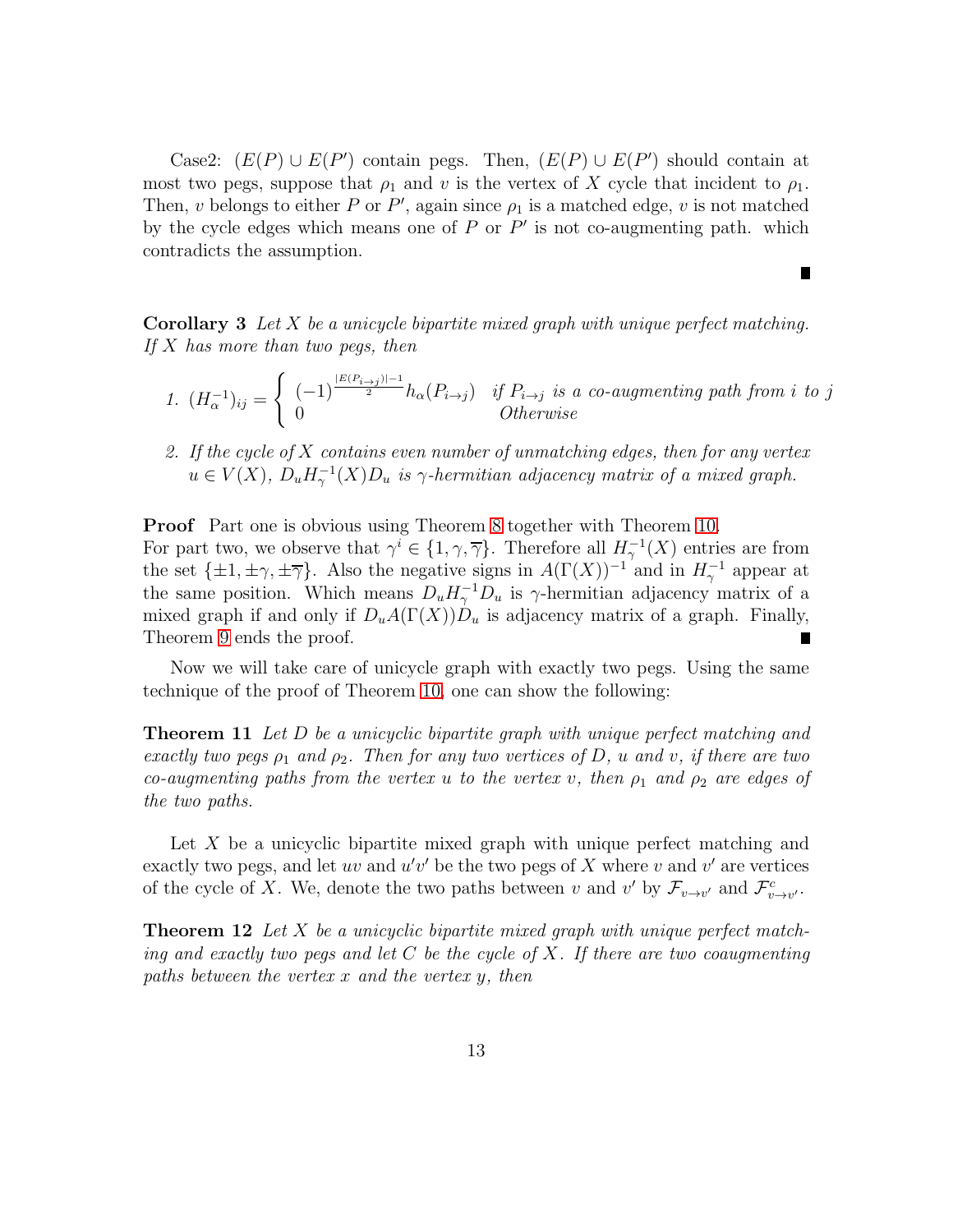Case2: $(E(P) \cup E(P'))$ contain pegs. Then, $(E(P) \cup E(P'))$ should contain at most two pegs, suppose that $\rho_1$ and $v$ is the vertex of $X$ cycle that incident to $\rho_1$. Then, $v$ belongs to either $P$ or $P'$, again since $\rho_1$ is a matched edge, $v$ is not matched by the cycle edges which means one of $P$ or $P'$ is not co-augmenting path. which contradicts the assumption.

∎

**Corollary 3** *Let $X$ be a unicycle bipartite mixed graph with unique perfect matching. If $X$ has more than two pegs, then*

1. $$(H_\alpha^{-1})_{ij} = \begin{cases} (-1)^{\frac{|E(P_{i\to j})|-1}{2}} h_\alpha(P_{i\to j}) & \textit{if } P_{i\to j} \textit{ is a co-augmenting path from } i \textit{ to } j \\ 0 & \textit{Otherwise} \end{cases}$$

2. *If the cycle of $X$ contains even number of unmatching edges, then for any vertex $u \in V(X)$, $D_u H_\gamma^{-1}(X) D_u$ is $\gamma$-hermitian adjacency matrix of a mixed graph.*

**Proof** Part one is obvious using Theorem 8 together with Theorem 10.
For part two, we observe that $\gamma^i \in \{1, \gamma, \overline{\gamma}\}$. Therefore all $H_\gamma^{-1}(X)$ entries are from the set $\{\pm 1, \pm\gamma, \pm\overline{\gamma}\}$. Also the negative signs in $A(\Gamma(X))^{-1}$ and in $H_\gamma^{-1}$ appear at the same position. Which means $D_u H_\gamma^{-1} D_u$ is $\gamma$-hermitian adjacency matrix of a mixed graph if and only if $D_u A(\Gamma(X)) D_u$ is adjacency matrix of a graph. Finally, Theorem 9 ends the proof. ∎

Now we will take care of unicycle graph with exactly two pegs. Using the same technique of the proof of Theorem 10, one can show the following:

**Theorem 11** *Let $D$ be a unicyclic bipartite graph with unique perfect matching and exactly two pegs $\rho_1$ and $\rho_2$. Then for any two vertices of $D$, $u$ and $v$, if there are two co-augmenting paths from the vertex $u$ to the vertex $v$, then $\rho_1$ and $\rho_2$ are edges of the two paths.*

Let $X$ be a unicyclic bipartite mixed graph with unique perfect matching and exactly two pegs, and let $uv$ and $u'v'$ be the two pegs of $X$ where $v$ and $v'$ are vertices of the cycle of $X$. We, denote the two paths between $v$ and $v'$ by $\mathcal{F}_{v\to v'}$ and $\mathcal{F}^c_{v\to v'}$.

**Theorem 12** *Let $X$ be a unicyclic bipartite mixed graph with unique perfect matching and exactly two pegs and let $C$ be the cycle of $X$. If there are two coaugmenting paths between the vertex $x$ and the vertex $y$, then*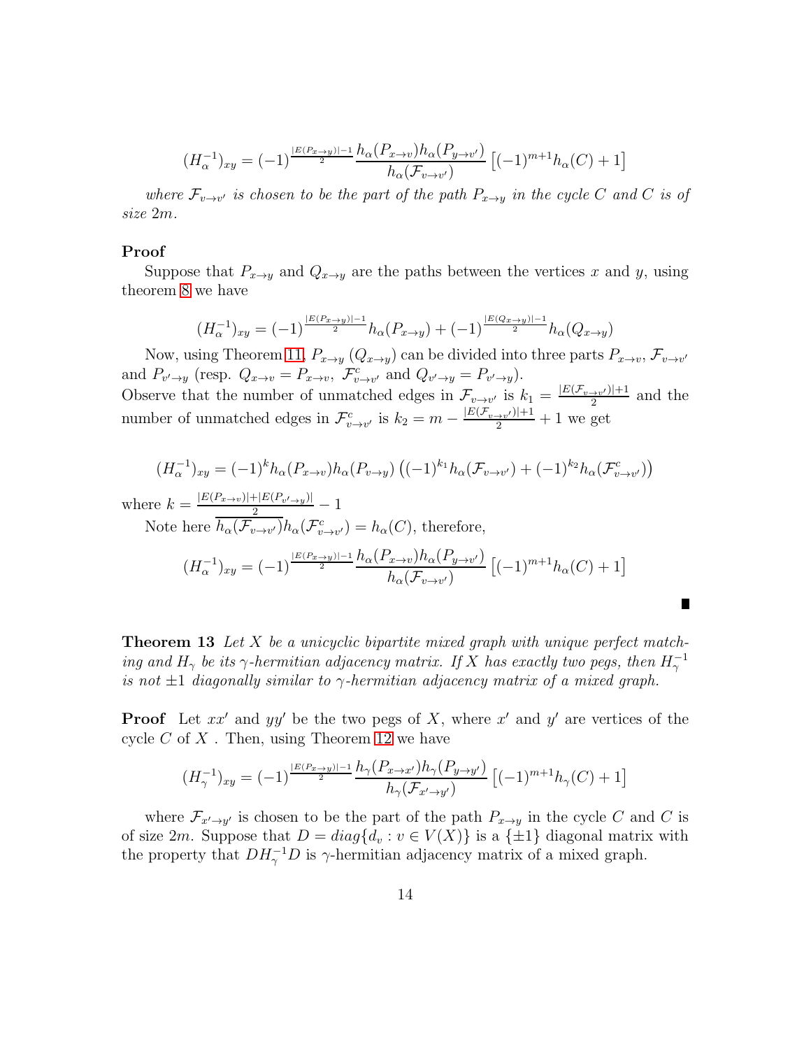$$(H_\alpha^{-1})_{xy} = (-1)^{\frac{|E(P_{x\to y})|-1}{2}} \frac{h_\alpha(P_{x\to v})h_\alpha(P_{y\to v'})}{h_\alpha(\mathcal{F}_{v\to v'})} \left[(-1)^{m+1}h_\alpha(C)+1\right]$$

*where $\mathcal{F}_{v\to v'}$ is chosen to be the part of the path $P_{x\to y}$ in the cycle $C$ and $C$ is of size $2m$.*

**Proof**

Suppose that $P_{x\to y}$ and $Q_{x\to y}$ are the paths between the vertices $x$ and $y$, using theorem 8 we have

$$(H_\alpha^{-1})_{xy} = (-1)^{\frac{|E(P_{x\to y})|-1}{2}} h_\alpha(P_{x\to y}) + (-1)^{\frac{|E(Q_{x\to y})|-1}{2}} h_\alpha(Q_{x\to y})$$

Now, using Theorem 11, $P_{x\to y}$ ($Q_{x\to y}$) can be divided into three parts $P_{x\to v}$, $\mathcal{F}_{v\to v'}$ and $P_{v'\to y}$ (resp. $Q_{x\to v} = P_{x\to v}$, $\mathcal{F}^c_{v\to v'}$ and $Q_{v'\to y} = P_{v'\to y}$).
Observe that the number of unmatched edges in $\mathcal{F}_{v\to v'}$ is $k_1 = \frac{|E(\mathcal{F}_{v\to v'})|+1}{2}$ and the number of unmatched edges in $\mathcal{F}^c_{v\to v'}$ is $k_2 = m - \frac{|E(\mathcal{F}_{v\to v'})|+1}{2} + 1$ we get

$$(H_\alpha^{-1})_{xy} = (-1)^{k} h_\alpha(P_{x\to v})h_\alpha(P_{v\to y}) \left((-1)^{k_1}h_\alpha(\mathcal{F}_{v\to v'}) + (-1)^{k_2}h_\alpha(\mathcal{F}^c_{v\to v'})\right)$$

where $k = \frac{|E(P_{x\to v})|+|E(P_{v'\to y})|}{2} - 1$

Note here $\overline{h_\alpha(\mathcal{F}_{v\to v'})}h_\alpha(\mathcal{F}^c_{v\to v'}) = h_\alpha(C)$, therefore,

$$(H_\alpha^{-1})_{xy} = (-1)^{\frac{|E(P_{x\to y})|-1}{2}} \frac{h_\alpha(P_{x\to v})h_\alpha(P_{y\to v'})}{h_\alpha(\mathcal{F}_{v\to v'})} \left[(-1)^{m+1}h_\alpha(C)+1\right]$$

■

**Theorem 13** *Let $X$ be a unicyclic bipartite mixed graph with unique perfect matching and $H_\gamma$ be its $\gamma$-hermitian adjacency matrix. If $X$ has exactly two pegs, then $H_\gamma^{-1}$ is not $\pm 1$ diagonally similar to $\gamma$-hermitian adjacency matrix of a mixed graph.*

**Proof** Let $xx'$ and $yy'$ be the two pegs of $X$, where $x'$ and $y'$ are vertices of the cycle $C$ of $X$. Then, using Theorem 12 we have

$$(H_\gamma^{-1})_{xy} = (-1)^{\frac{|E(P_{x\to y})|-1}{2}} \frac{h_\gamma(P_{x\to x'})h_\gamma(P_{y\to y'})}{h_\gamma(\mathcal{F}_{x'\to y'})} \left[(-1)^{m+1}h_\gamma(C)+1\right]$$

where $\mathcal{F}_{x'\to y'}$ is chosen to be the part of the path $P_{x\to y}$ in the cycle $C$ and $C$ is of size $2m$. Suppose that $D = diag\{d_v : v \in V(X)\}$ is a $\{\pm 1\}$ diagonal matrix with the property that $DH_\gamma^{-1}D$ is $\gamma$-hermitian adjacency matrix of a mixed graph.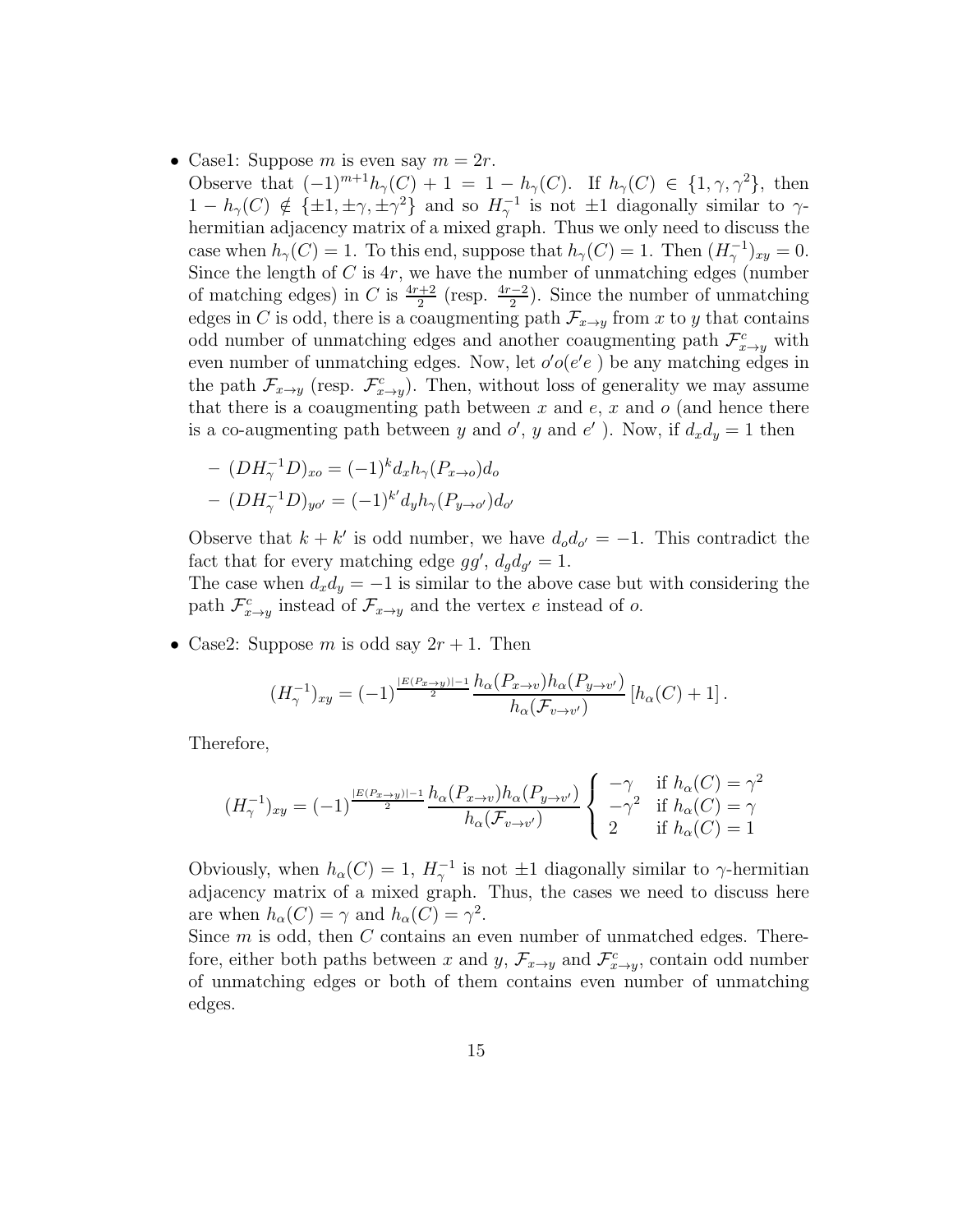- Case1: Suppose $m$ is even say $m = 2r$.
  Observe that $(-1)^{m+1}h_\gamma(C) + 1 = 1 - h_\gamma(C)$. If $h_\gamma(C) \in \{1, \gamma, \gamma^2\}$, then $1 - h_\gamma(C) \notin \{\pm 1, \pm\gamma, \pm\gamma^2\}$ and so $H_\gamma^{-1}$ is not $\pm 1$ diagonally similar to $\gamma$-hermitian adjacency matrix of a mixed graph. Thus we only need to discuss the case when $h_\gamma(C) = 1$. To this end, suppose that $h_\gamma(C) = 1$. Then $(H_\gamma^{-1})_{xy} = 0$. Since the length of $C$ is $4r$, we have the number of unmatching edges (number of matching edges) in $C$ is $\frac{4r+2}{2}$ (resp. $\frac{4r-2}{2}$). Since the number of unmatching edges in $C$ is odd, there is a coaugmenting path $\mathcal{F}_{x\to y}$ from $x$ to $y$ that contains odd number of unmatching edges and another coaugmenting path $\mathcal{F}^c_{x\to y}$ with even number of unmatching edges. Now, let $o'o(e'e$ ) be any matching edges in the path $\mathcal{F}_{x\to y}$ (resp. $\mathcal{F}^c_{x\to y}$). Then, without loss of generality we may assume that there is a coaugmenting path between $x$ and $e$, $x$ and $o$ (and hence there is a co-augmenting path between $y$ and $o'$, $y$ and $e'$ ). Now, if $d_x d_y = 1$ then

  - $(DH_\gamma^{-1}D)_{xo} = (-1)^k d_x h_\gamma(P_{x\to o}) d_o$
  - $(DH_\gamma^{-1}D)_{yo'} = (-1)^{k'} d_y h_\gamma(P_{y\to o'}) d_{o'}$

  Observe that $k + k'$ is odd number, we have $d_o d_{o'} = -1$. This contradict the fact that for every matching edge $gg'$, $d_g d_{g'} = 1$.
  The case when $d_x d_y = -1$ is similar to the above case but with considering the path $\mathcal{F}^c_{x\to y}$ instead of $\mathcal{F}_{x\to y}$ and the vertex $e$ instead of $o$.

- Case2: Suppose $m$ is odd say $2r + 1$. Then

  $$(H_\gamma^{-1})_{xy} = (-1)^{\frac{|E(P_{x\to y})|-1}{2}} \frac{h_\alpha(P_{x\to v}) h_\alpha(P_{y\to v'})}{h_\alpha(\mathcal{F}_{v\to v'})} \left[h_\alpha(C) + 1\right].$$

  Therefore,

  $$(H_\gamma^{-1})_{xy} = (-1)^{\frac{|E(P_{x\to y})|-1}{2}} \frac{h_\alpha(P_{x\to v}) h_\alpha(P_{y\to v'})}{h_\alpha(\mathcal{F}_{v\to v'})} \begin{cases} -\gamma & \text{if } h_\alpha(C) = \gamma^2 \\ -\gamma^2 & \text{if } h_\alpha(C) = \gamma \\ 2 & \text{if } h_\alpha(C) = 1 \end{cases}$$

  Obviously, when $h_\alpha(C) = 1$, $H_\gamma^{-1}$ is not $\pm 1$ diagonally similar to $\gamma$-hermitian adjacency matrix of a mixed graph. Thus, the cases we need to discuss here are when $h_\alpha(C) = \gamma$ and $h_\alpha(C) = \gamma^2$.
  Since $m$ is odd, then $C$ contains an even number of unmatched edges. Therefore, either both paths between $x$ and $y$, $\mathcal{F}_{x\to y}$ and $\mathcal{F}^c_{x\to y}$, contain odd number of unmatching edges or both of them contains even number of unmatching edges.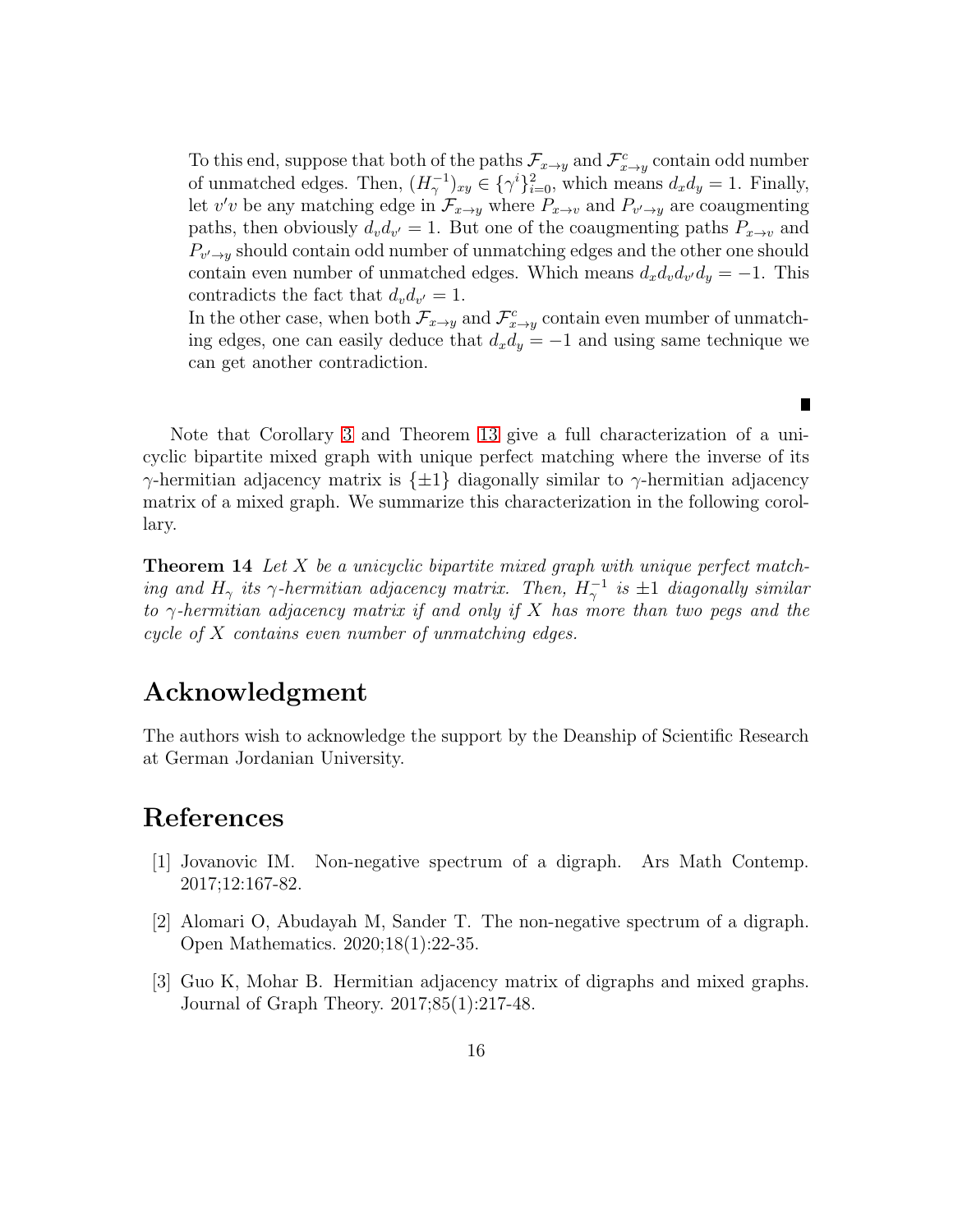To this end, suppose that both of the paths $\mathcal{F}_{x\to y}$ and $\mathcal{F}^c_{x\to y}$ contain odd number of unmatched edges. Then, $(H_\gamma^{-1})_{xy} \in \{\gamma^i\}_{i=0}^2$, which means $d_x d_y = 1$. Finally, let $v'v$ be any matching edge in $\mathcal{F}_{x\to y}$ where $P_{x\to v}$ and $P_{v'\to y}$ are coaugmenting paths, then obviously $d_v d_{v'} = 1$. But one of the coaugmenting paths $P_{x\to v}$ and $P_{v'\to y}$ should contain odd number of unmatching edges and the other one should contain even number of unmatched edges. Which means $d_x d_v d_{v'} d_y = -1$. This contradicts the fact that $d_v d_{v'} = 1$.

In the other case, when both $\mathcal{F}_{x\to y}$ and $\mathcal{F}^c_{x\to y}$ contain even mumber of unmatching edges, one can easily deduce that $d_x d_y = -1$ and using same technique we can get another contradiction.

∎

Note that Corollary 3 and Theorem 13 give a full characterization of a unicyclic bipartite mixed graph with unique perfect matching where the inverse of its $\gamma$-hermitian adjacency matrix is $\{\pm 1\}$ diagonally similar to $\gamma$-hermitian adjacency matrix of a mixed graph. We summarize this characterization in the following corollary.

**Theorem 14** *Let $X$ be a unicyclic bipartite mixed graph with unique perfect matching and $H_\gamma$ its $\gamma$-hermitian adjacency matrix. Then, $H_\gamma^{-1}$ is $\pm 1$ diagonally similar to $\gamma$-hermitian adjacency matrix if and only if $X$ has more than two pegs and the cycle of $X$ contains even number of unmatching edges.*

## Acknowledgment

The authors wish to acknowledge the support by the Deanship of Scientific Research at German Jordanian University.

## References

[1] Jovanovic IM. Non-negative spectrum of a digraph. Ars Math Contemp. 2017;12:167-82.

[2] Alomari O, Abudayah M, Sander T. The non-negative spectrum of a digraph. Open Mathematics. 2020;18(1):22-35.

[3] Guo K, Mohar B. Hermitian adjacency matrix of digraphs and mixed graphs. Journal of Graph Theory. 2017;85(1):217-48.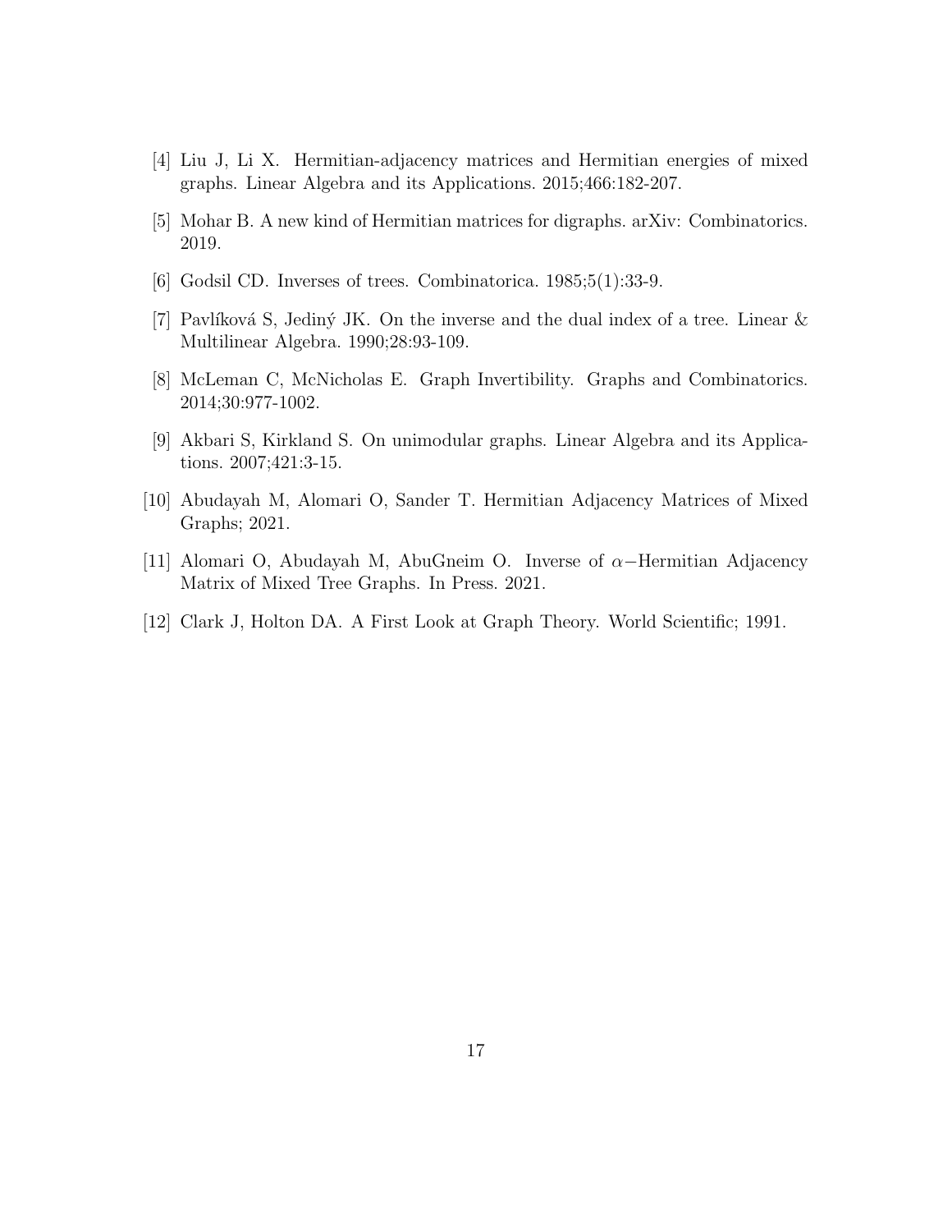[4] Liu J, Li X. Hermitian-adjacency matrices and Hermitian energies of mixed graphs. Linear Algebra and its Applications. 2015;466:182-207.

[5] Mohar B. A new kind of Hermitian matrices for digraphs. arXiv: Combinatorics. 2019.

[6] Godsil CD. Inverses of trees. Combinatorica. 1985;5(1):33-9.

[7] Pavlíková S, Jediný JK. On the inverse and the dual index of a tree. Linear & Multilinear Algebra. 1990;28:93-109.

[8] McLeman C, McNicholas E. Graph Invertibility. Graphs and Combinatorics. 2014;30:977-1002.

[9] Akbari S, Kirkland S. On unimodular graphs. Linear Algebra and its Applications. 2007;421:3-15.

[10] Abudayah M, Alomari O, Sander T. Hermitian Adjacency Matrices of Mixed Graphs; 2021.

[11] Alomari O, Abudayah M, AbuGneim O. Inverse of $\alpha-$Hermitian Adjacency Matrix of Mixed Tree Graphs. In Press. 2021.

[12] Clark J, Holton DA. A First Look at Graph Theory. World Scientific; 1991.